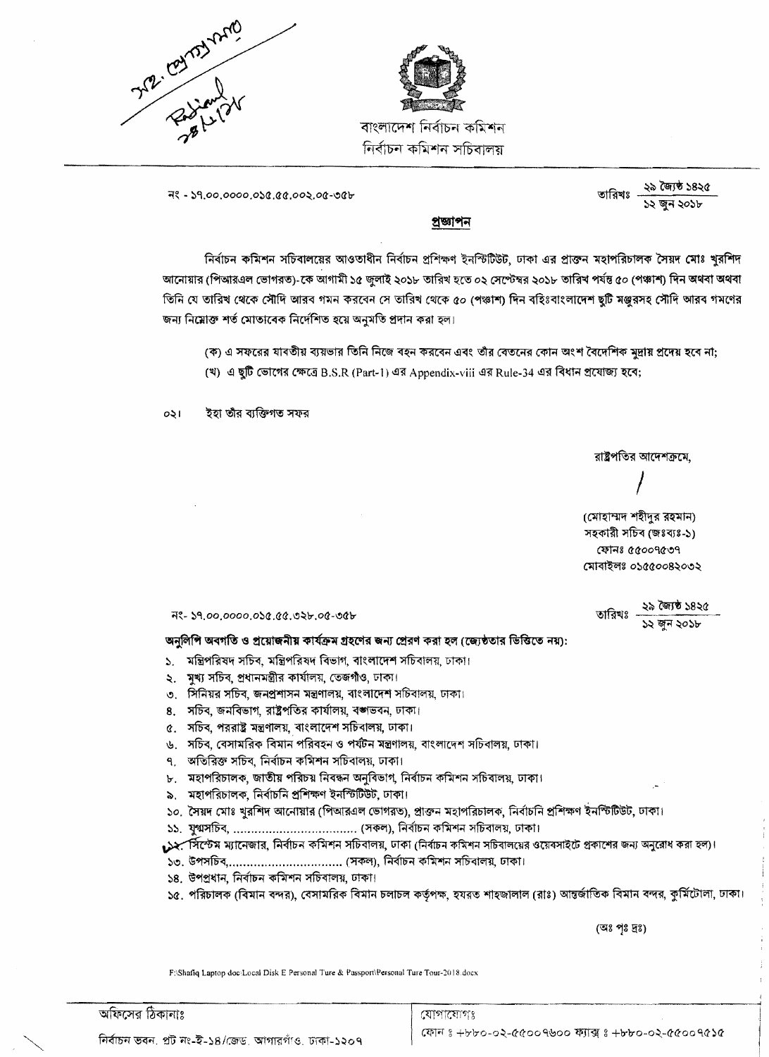বাংলাদেশ নির্বাচন কমিশন
নির্বাচন কমিশন সচিবালয়

নং - ১৭.০০.০০০০.০১৫.৫৫.০০২.০৫-৩৫৮

তারিখঃ ২৯ জ্যৈষ্ঠ ১৪২৫ / ১২ জুন ২০১৮

## প্রজ্ঞাপন

নির্বাচন কমিশন সচিবালয়ের আওতাধীন নির্বাচন প্রশিক্ষণ ইনস্টিটিউট, ঢাকা এর প্রাক্তন মহাপরিচালক সৈয়দ মোঃ খুরশিদ আনোয়ার (পিআরএল ভোগরত)-কে আগামী ১৫ জুলাই ২০১৮ তারিখ হতে ০২ সেপ্টেম্বর ২০১৮ তারিখ পর্যন্ত ৫০ (পঞ্চাশ) দিন অথবা অথবা তিনি যে তারিখ থেকে সৌদি আরব গমন করবেন সে তারিখ থেকে ৫০ (পঞ্চাশ) দিন বহিঃবাংলাদেশ ছুটি মঞ্জুরসহ সৌদি আরব গমণের জন্য নিম্নোক্ত শর্ত মোতাবেক নির্দেশিত হয়ে অনুমতি প্রদান করা হল।

(ক) এ সফরের যাবতীয় ব্যয়ভার তিনি নিজে বহন করবেন এবং তাঁর বেতনের কোন অংশ বৈদেশিক মুদ্রায় প্রদেয় হবে না;

(খ) এ ছুটি ভোগের ক্ষেত্রে B.S.R (Part-1) এর Appendix-viii এর Rule-34 এর বিধান প্রযোজ্য হবে;

০২। ইহা তাঁর ব্যক্তিগত সফর

রাষ্ট্রপতির আদেশক্রমে,

(মোহাম্মদ শহীদুর রহমান)
সহকারী সচিব (জঃব্যঃ-১)
ফোনঃ ৫৫০০৭৫৩৭
মোবাইলঃ ০১৫৫০০৪২০৩২

নং- ১৭.০০.০০০০.০১৫.৫৫.৩২৮.০৫-৩৫৮

তারিখঃ ২৯ জ্যৈষ্ঠ ১৪২৫ / ১২ জুন ২০১৮

**অনুলিপি অবগতি ও প্রয়োজনীয় কার্যক্রম গ্রহণের জন্য প্রেরণ করা হল (জ্যেষ্ঠতার ভিত্তিতে নয়):**

১. মন্ত্রিপরিষদ সচিব, মন্ত্রিপরিষদ বিভাগ, বাংলাদেশ সচিবালয়, ঢাকা।
২. মুখ্য সচিব, প্রধানমন্ত্রীর কার্যালয়, তেজগাঁও, ঢাকা।
৩. সিনিয়র সচিব, জনপ্রশাসন মন্ত্রণালয়, বাংলাদেশ সচিবালয়, ঢাকা।
৪. সচিব, জনবিভাগ, রাষ্ট্রপতির কার্যালয়, বঙ্গভবন, ঢাকা।
৫. সচিব, পররাষ্ট্র মন্ত্রণালয়, বাংলাদেশ সচিবালয়, ঢাকা।
৬. সচিব, বেসামরিক বিমান পরিবহন ও পর্যটন মন্ত্রণালয়, বাংলাদেশ সচিবালয়, ঢাকা।
৭. অতিরিক্ত সচিব, নির্বাচন কমিশন সচিবালয়, ঢাকা।
৮. মহাপরিচালক, জাতীয় পরিচয় নিবন্ধন অনুবিভাগ, নির্বাচন কমিশন সচিবালয়, ঢাকা।
৯. মহাপরিচালক, নির্বাচনি প্রশিক্ষণ ইনস্টিটিউট, ঢাকা।
১০. সৈয়দ মোঃ খুরশিদ আনোয়ার (পিআরএল ভোগরত), প্রাক্তন মহাপরিচালক, নির্বাচনি প্রশিক্ষণ ইনস্টিটিউট, ঢাকা।
১১. যুগ্মসচিব, .................................. (সকল), নির্বাচন কমিশন সচিবালয়, ঢাকা।
১২. সিস্টেম ম্যানেজার, নির্বাচন কমিশন সচিবালয়, ঢাকা (নির্বাচন কমিশন সচিবালয়ের ওয়েবসাইটে প্রকাশের জন্য অনুরোধ করা হল)।
১৩. উপসচিব,.............................. (সকল), নির্বাচন কমিশন সচিবালয়, ঢাকা।
১৪. উপপ্রধান, নির্বাচন কমিশন সচিবালয়, ঢাকা।
১৫. পরিচালক (বিমান বন্দর), বেসামরিক বিমান চলাচল কর্তৃপক্ষ, হযরত শাহজালাল (রাঃ) আন্তর্জাতিক বিমান বন্দর, কুর্মিটোলা, ঢাকা।

(অঃ পৃঃ দ্রঃ)

F:\Shafiq Laptop doc\Local Disk E Personal Ture & Passport\Personal Ture Tour-2018.docx

অফিসের ঠিকানাঃ নির্বাচন ভবন, প্লট নং-ই-১৪/জেড, আগারগাঁও, ঢাকা-১২০৭

যোগাযোগঃ ফোন ঃ +৮৮০-০২-৫৫০০৭৬০০ ফ্যাক্স ঃ +৮৮০-০২-৫৫০০৭৫১৫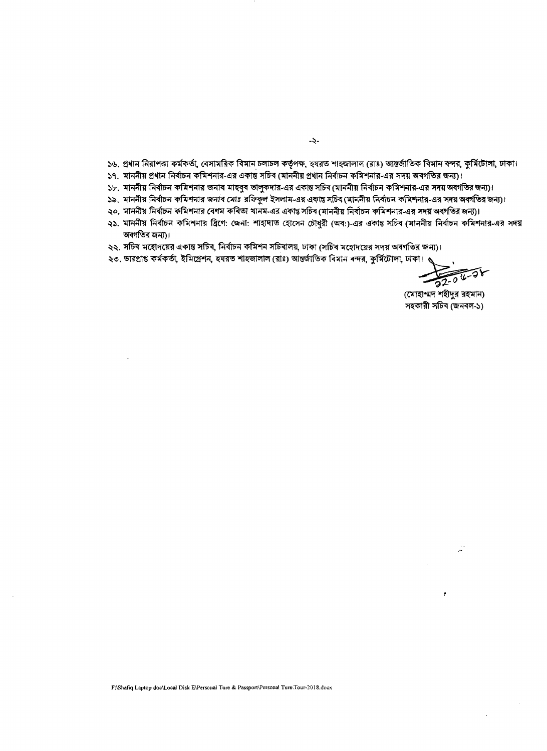১৬. প্রধান নিরাপত্তা কর্মকর্তা, বেসামরিক বিমান চলাচল কর্তৃপক্ষ, হযরত শাহজালাল (রাঃ) আন্তর্জাতিক বিমান বন্দর, কুর্মিটোলা, ঢাকা।

১৭. মাননীয় প্রধান নির্বাচন কমিশনার-এর একান্ত সচিব (মাননীয় প্রধান নির্বাচন কমিশনার-এর সদয় অবগতির জন্য)।

১৮. মাননীয় নির্বাচন কমিশনার জনাব মাহবুব তালুকদার-এর একান্ত সচিব (মাননীয় নির্বাচন কমিশনার-এর সদয় অবগতির জন্য)।

১৯. মাননীয় নির্বাচন কমিশনার জনাব মোঃ রফিকুল ইসলাম-এর একান্ত সচিব (মাননীয় নির্বাচন কমিশনার-এর সদয় অবগতির জন্য)।

২০. মাননীয় নির্বাচন কমিশনার বেগম কবিতা খানম-এর একান্ত সচিব (মাননীয় নির্বাচন কমিশনার-এর সদয় অবগতির জন্য)।

২১. মাননীয় নির্বাচন কমিশনার ব্রিগে: জেনা: শাহাদাত হোসেন চৌধুরী (অব:)-এর একান্ত সচিব (মাননীয় নির্বাচন কমিশনার-এর সদয় অবগতির জন্য)।

২২. সচিব মহোদয়ের একান্ত সচিব, নির্বাচন কমিশন সচিবালয়, ঢাকা (সচিব মহোদয়ের সদয় অবগতির জন্য)।

২৩. ভারপ্রাপ্ত কর্মকর্তা, ইমিগ্রেশন, হযরত শাহজালাল (রাঃ) আন্তর্জাতিক বিমান বন্দর, কুর্মিটোলা, ঢাকা।

২২-০৮-১৮

(মোহাম্মদ শহীদুর রহমান)
সহকারী সচিব (জনবল-১)

F:\Shafiq Laptop doc\Local Disk E\Personal Ture & Passport\Personal Ture\Tour-2018.docx